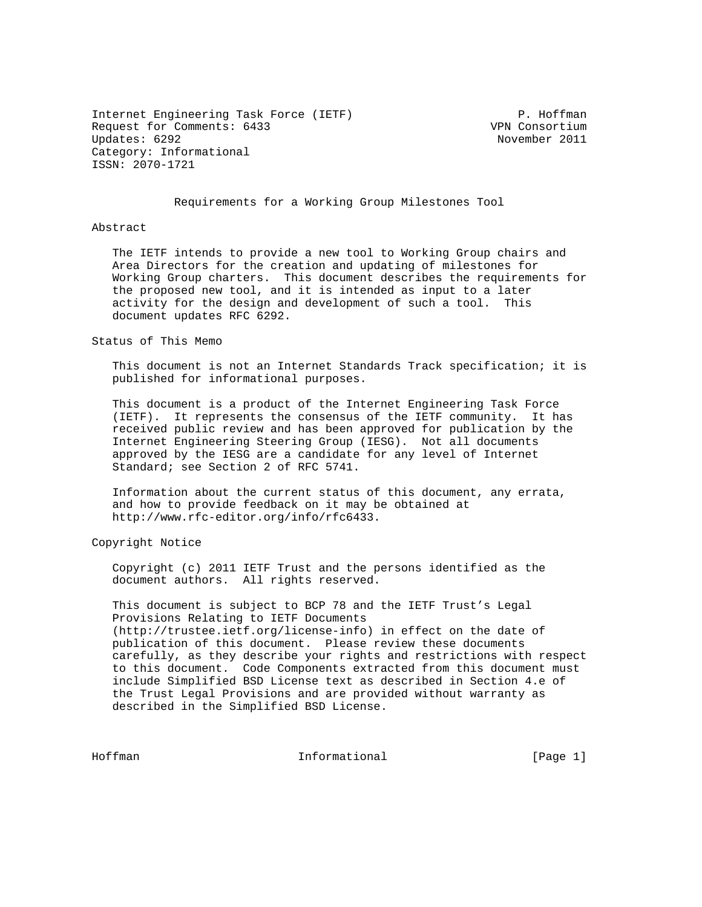Internet Engineering Task Force (IETF)                        P. Hoffman
Request for Comments: 6433                                VPN Consortium
Updates: 6292                                              November 2011
Category: Informational
ISSN: 2070-1721

# Requirements for a Working Group Milestones Tool

## Abstract

The IETF intends to provide a new tool to Working Group chairs and Area Directors for the creation and updating of milestones for Working Group charters. This document describes the requirements for the proposed new tool, and it is intended as input to a later activity for the design and development of such a tool. This document updates RFC 6292.

## Status of This Memo

This document is not an Internet Standards Track specification; it is published for informational purposes.

This document is a product of the Internet Engineering Task Force (IETF). It represents the consensus of the IETF community. It has received public review and has been approved for publication by the Internet Engineering Steering Group (IESG). Not all documents approved by the IESG are a candidate for any level of Internet Standard; see Section 2 of RFC 5741.

Information about the current status of this document, any errata, and how to provide feedback on it may be obtained at http://www.rfc-editor.org/info/rfc6433.

## Copyright Notice

Copyright (c) 2011 IETF Trust and the persons identified as the document authors. All rights reserved.

This document is subject to BCP 78 and the IETF Trust's Legal Provisions Relating to IETF Documents (http://trustee.ietf.org/license-info) in effect on the date of publication of this document. Please review these documents carefully, as they describe your rights and restrictions with respect to this document. Code Components extracted from this document must include Simplified BSD License text as described in Section 4.e of the Trust Legal Provisions and are provided without warranty as described in the Simplified BSD License.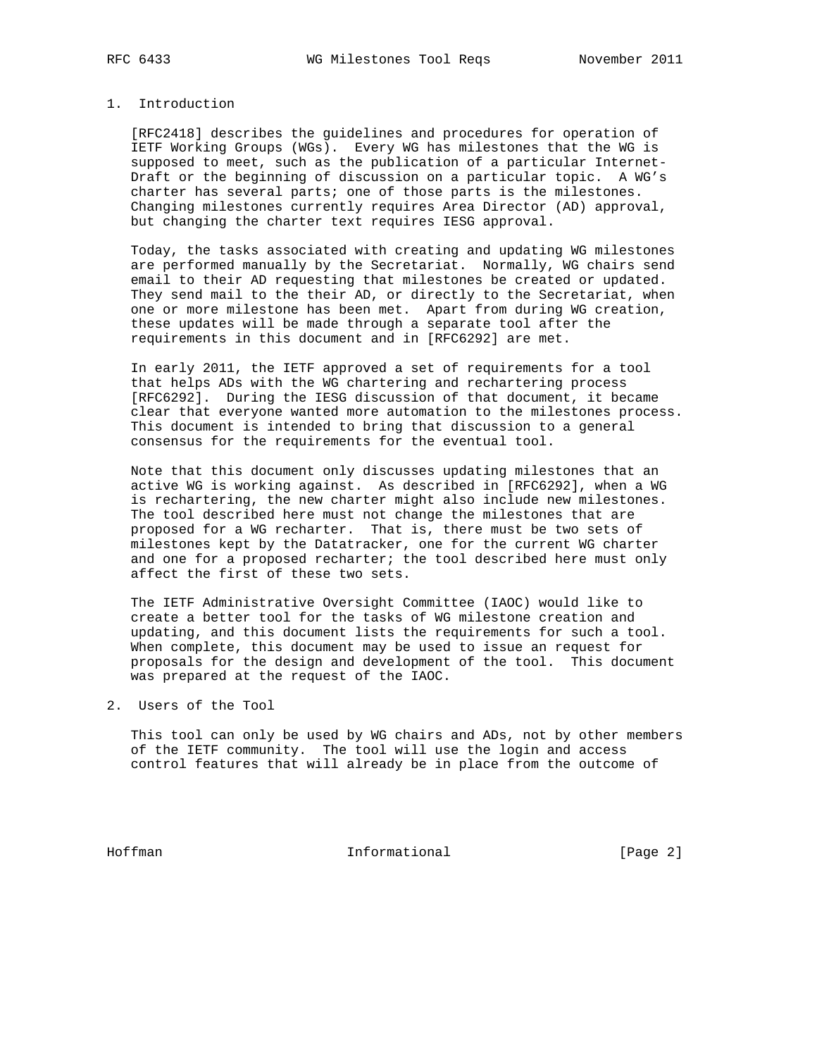## 1. Introduction

[RFC2418] describes the guidelines and procedures for operation of IETF Working Groups (WGs). Every WG has milestones that the WG is supposed to meet, such as the publication of a particular Internet-Draft or the beginning of discussion on a particular topic. A WG's charter has several parts; one of those parts is the milestones. Changing milestones currently requires Area Director (AD) approval, but changing the charter text requires IESG approval.

Today, the tasks associated with creating and updating WG milestones are performed manually by the Secretariat. Normally, WG chairs send email to their AD requesting that milestones be created or updated. They send mail to the their AD, or directly to the Secretariat, when one or more milestone has been met. Apart from during WG creation, these updates will be made through a separate tool after the requirements in this document and in [RFC6292] are met.

In early 2011, the IETF approved a set of requirements for a tool that helps ADs with the WG chartering and rechartering process [RFC6292]. During the IESG discussion of that document, it became clear that everyone wanted more automation to the milestones process. This document is intended to bring that discussion to a general consensus for the requirements for the eventual tool.

Note that this document only discusses updating milestones that an active WG is working against. As described in [RFC6292], when a WG is rechartering, the new charter might also include new milestones. The tool described here must not change the milestones that are proposed for a WG recharter. That is, there must be two sets of milestones kept by the Datatracker, one for the current WG charter and one for a proposed recharter; the tool described here must only affect the first of these two sets.

The IETF Administrative Oversight Committee (IAOC) would like to create a better tool for the tasks of WG milestone creation and updating, and this document lists the requirements for such a tool. When complete, this document may be used to issue an request for proposals for the design and development of the tool. This document was prepared at the request of the IAOC.

## 2. Users of the Tool

This tool can only be used by WG chairs and ADs, not by other members of the IETF community. The tool will use the login and access control features that will already be in place from the outcome of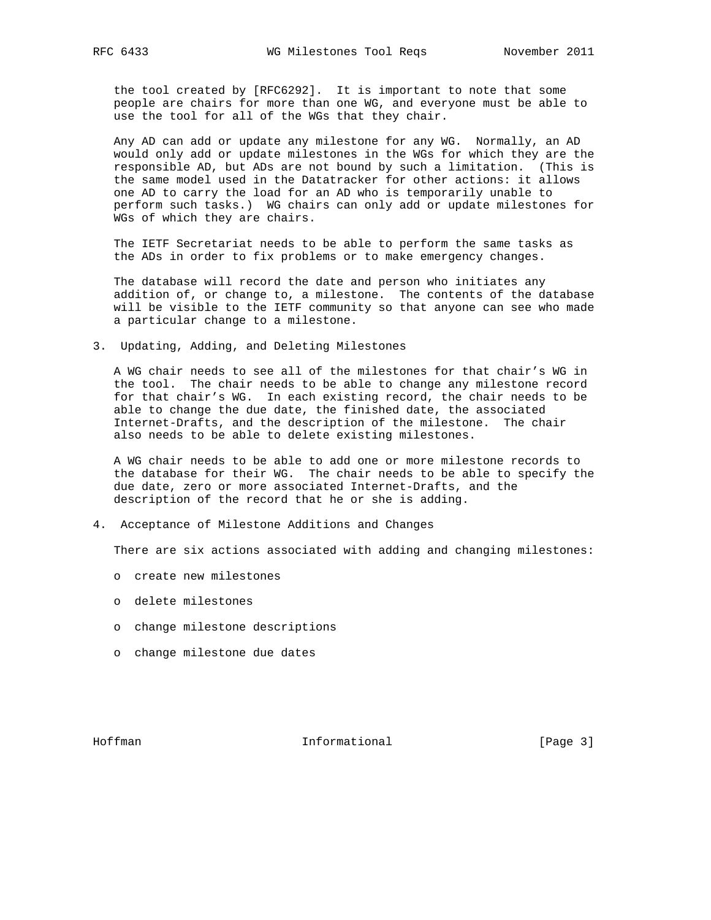the tool created by [RFC6292]. It is important to note that some people are chairs for more than one WG, and everyone must be able to use the tool for all of the WGs that they chair.

Any AD can add or update any milestone for any WG. Normally, an AD would only add or update milestones in the WGs for which they are the responsible AD, but ADs are not bound by such a limitation. (This is the same model used in the Datatracker for other actions: it allows one AD to carry the load for an AD who is temporarily unable to perform such tasks.) WG chairs can only add or update milestones for WGs of which they are chairs.

The IETF Secretariat needs to be able to perform the same tasks as the ADs in order to fix problems or to make emergency changes.

The database will record the date and person who initiates any addition of, or change to, a milestone. The contents of the database will be visible to the IETF community so that anyone can see who made a particular change to a milestone.

## 3. Updating, Adding, and Deleting Milestones

A WG chair needs to see all of the milestones for that chair's WG in the tool. The chair needs to be able to change any milestone record for that chair's WG. In each existing record, the chair needs to be able to change the due date, the finished date, the associated Internet-Drafts, and the description of the milestone. The chair also needs to be able to delete existing milestones.

A WG chair needs to be able to add one or more milestone records to the database for their WG. The chair needs to be able to specify the due date, zero or more associated Internet-Drafts, and the description of the record that he or she is adding.

## 4. Acceptance of Milestone Additions and Changes

There are six actions associated with adding and changing milestones:

- create new milestones
- delete milestones
- change milestone descriptions
- change milestone due dates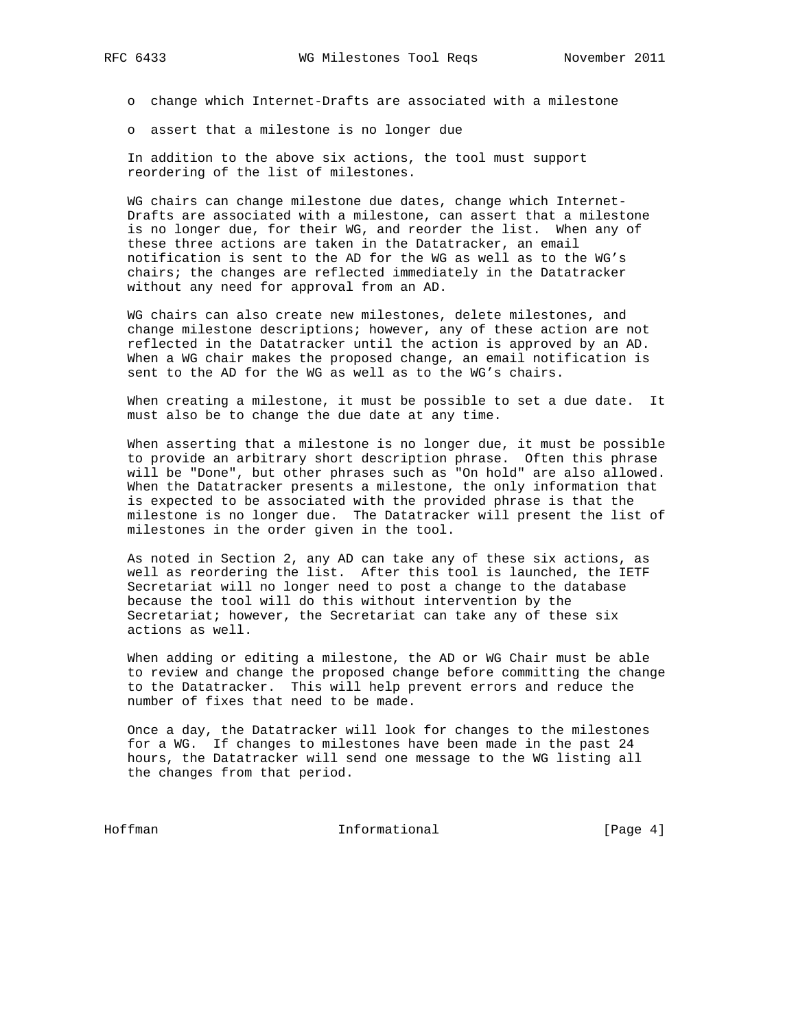- change which Internet-Drafts are associated with a milestone
- assert that a milestone is no longer due

In addition to the above six actions, the tool must support reordering of the list of milestones.

WG chairs can change milestone due dates, change which Internet-Drafts are associated with a milestone, can assert that a milestone is no longer due, for their WG, and reorder the list. When any of these three actions are taken in the Datatracker, an email notification is sent to the AD for the WG as well as to the WG's chairs; the changes are reflected immediately in the Datatracker without any need for approval from an AD.

WG chairs can also create new milestones, delete milestones, and change milestone descriptions; however, any of these action are not reflected in the Datatracker until the action is approved by an AD. When a WG chair makes the proposed change, an email notification is sent to the AD for the WG as well as to the WG's chairs.

When creating a milestone, it must be possible to set a due date. It must also be to change the due date at any time.

When asserting that a milestone is no longer due, it must be possible to provide an arbitrary short description phrase. Often this phrase will be "Done", but other phrases such as "On hold" are also allowed. When the Datatracker presents a milestone, the only information that is expected to be associated with the provided phrase is that the milestone is no longer due. The Datatracker will present the list of milestones in the order given in the tool.

As noted in Section 2, any AD can take any of these six actions, as well as reordering the list. After this tool is launched, the IETF Secretariat will no longer need to post a change to the database because the tool will do this without intervention by the Secretariat; however, the Secretariat can take any of these six actions as well.

When adding or editing a milestone, the AD or WG Chair must be able to review and change the proposed change before committing the change to the Datatracker. This will help prevent errors and reduce the number of fixes that need to be made.

Once a day, the Datatracker will look for changes to the milestones for a WG. If changes to milestones have been made in the past 24 hours, the Datatracker will send one message to the WG listing all the changes from that period.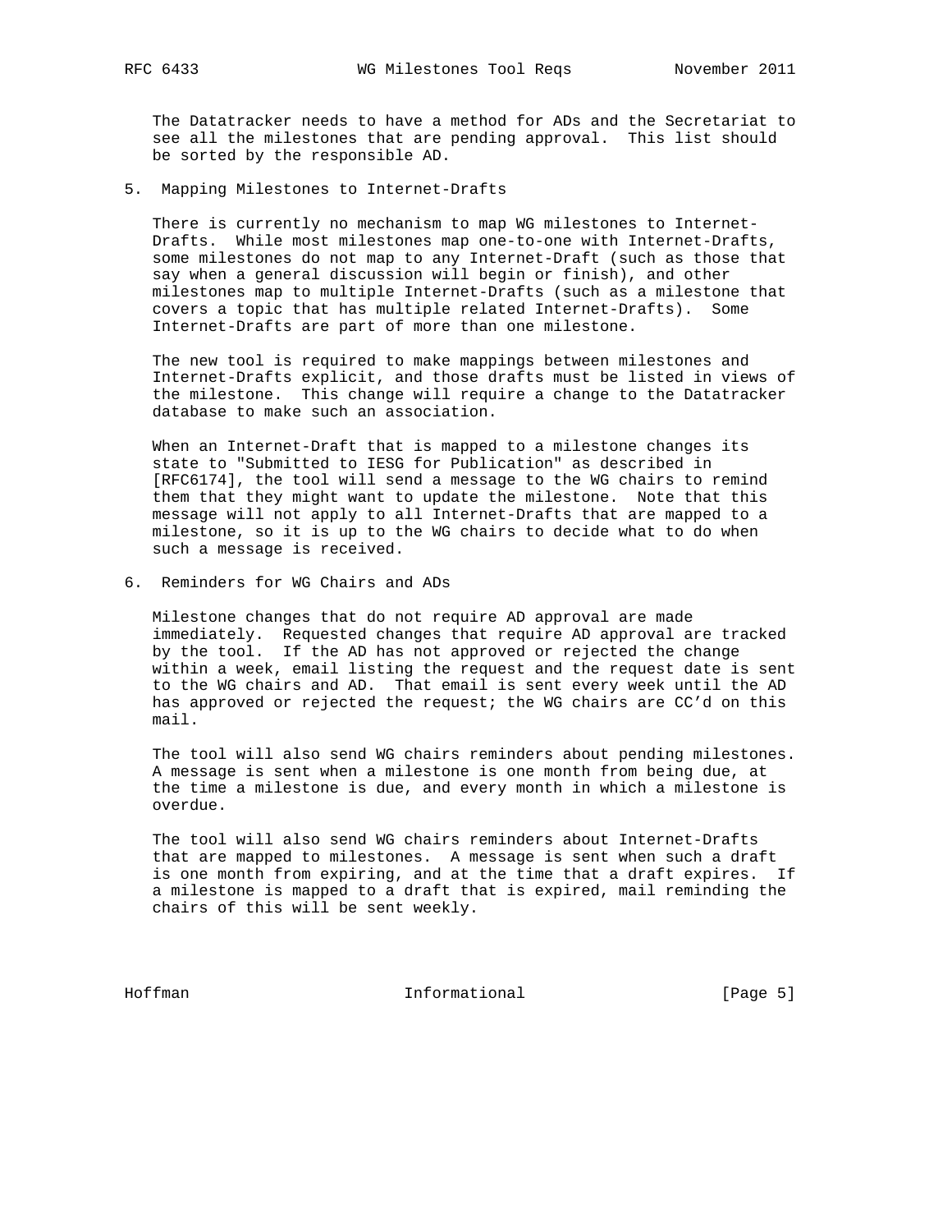The Datatracker needs to have a method for ADs and the Secretariat to see all the milestones that are pending approval. This list should be sorted by the responsible AD.

## 5. Mapping Milestones to Internet-Drafts

There is currently no mechanism to map WG milestones to Internet-Drafts. While most milestones map one-to-one with Internet-Drafts, some milestones do not map to any Internet-Draft (such as those that say when a general discussion will begin or finish), and other milestones map to multiple Internet-Drafts (such as a milestone that covers a topic that has multiple related Internet-Drafts). Some Internet-Drafts are part of more than one milestone.

The new tool is required to make mappings between milestones and Internet-Drafts explicit, and those drafts must be listed in views of the milestone. This change will require a change to the Datatracker database to make such an association.

When an Internet-Draft that is mapped to a milestone changes its state to "Submitted to IESG for Publication" as described in [RFC6174], the tool will send a message to the WG chairs to remind them that they might want to update the milestone. Note that this message will not apply to all Internet-Drafts that are mapped to a milestone, so it is up to the WG chairs to decide what to do when such a message is received.

## 6. Reminders for WG Chairs and ADs

Milestone changes that do not require AD approval are made immediately. Requested changes that require AD approval are tracked by the tool. If the AD has not approved or rejected the change within a week, email listing the request and the request date is sent to the WG chairs and AD. That email is sent every week until the AD has approved or rejected the request; the WG chairs are CC'd on this mail.

The tool will also send WG chairs reminders about pending milestones. A message is sent when a milestone is one month from being due, at the time a milestone is due, and every month in which a milestone is overdue.

The tool will also send WG chairs reminders about Internet-Drafts that are mapped to milestones. A message is sent when such a draft is one month from expiring, and at the time that a draft expires. If a milestone is mapped to a draft that is expired, mail reminding the chairs of this will be sent weekly.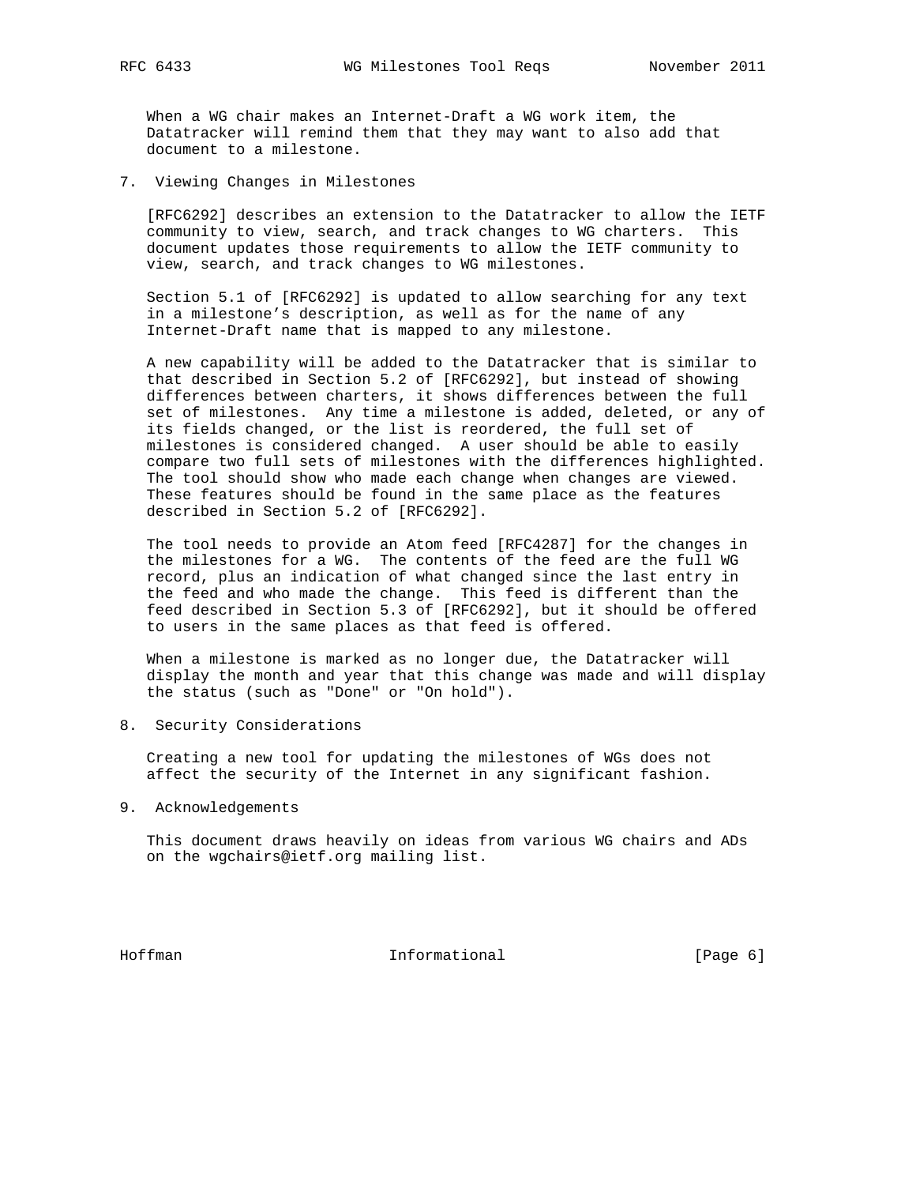When a WG chair makes an Internet-Draft a WG work item, the Datatracker will remind them that they may want to also add that document to a milestone.

## 7. Viewing Changes in Milestones

[RFC6292] describes an extension to the Datatracker to allow the IETF community to view, search, and track changes to WG charters. This document updates those requirements to allow the IETF community to view, search, and track changes to WG milestones.

Section 5.1 of [RFC6292] is updated to allow searching for any text in a milestone's description, as well as for the name of any Internet-Draft name that is mapped to any milestone.

A new capability will be added to the Datatracker that is similar to that described in Section 5.2 of [RFC6292], but instead of showing differences between charters, it shows differences between the full set of milestones. Any time a milestone is added, deleted, or any of its fields changed, or the list is reordered, the full set of milestones is considered changed. A user should be able to easily compare two full sets of milestones with the differences highlighted. The tool should show who made each change when changes are viewed. These features should be found in the same place as the features described in Section 5.2 of [RFC6292].

The tool needs to provide an Atom feed [RFC4287] for the changes in the milestones for a WG. The contents of the feed are the full WG record, plus an indication of what changed since the last entry in the feed and who made the change. This feed is different than the feed described in Section 5.3 of [RFC6292], but it should be offered to users in the same places as that feed is offered.

When a milestone is marked as no longer due, the Datatracker will display the month and year that this change was made and will display the status (such as "Done" or "On hold").

## 8. Security Considerations

Creating a new tool for updating the milestones of WGs does not affect the security of the Internet in any significant fashion.

## 9. Acknowledgements

This document draws heavily on ideas from various WG chairs and ADs on the wgchairs@ietf.org mailing list.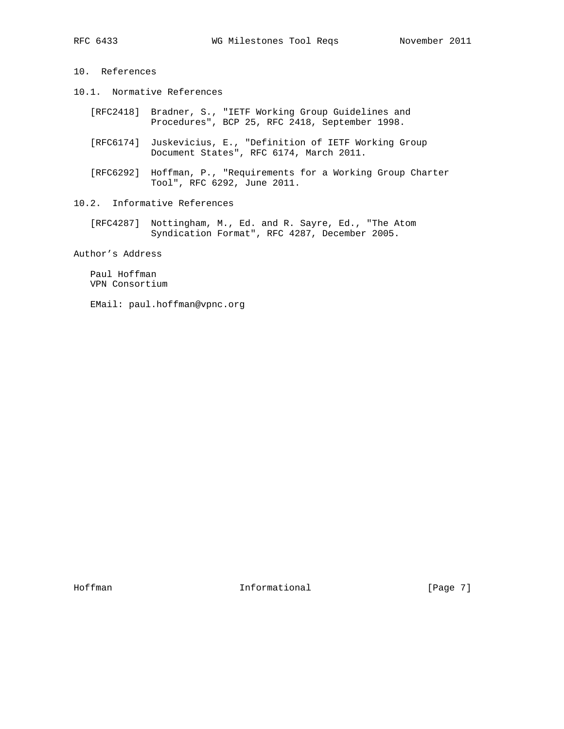# 10. References

## 10.1. Normative References

[RFC2418] Bradner, S., "IETF Working Group Guidelines and Procedures", BCP 25, RFC 2418, September 1998.

[RFC6174] Juskevicius, E., "Definition of IETF Working Group Document States", RFC 6174, March 2011.

[RFC6292] Hoffman, P., "Requirements for a Working Group Charter Tool", RFC 6292, June 2011.

## 10.2. Informative References

[RFC4287] Nottingham, M., Ed. and R. Sayre, Ed., "The Atom Syndication Format", RFC 4287, December 2005.

# Author's Address

Paul Hoffman
VPN Consortium

EMail: paul.hoffman@vpnc.org